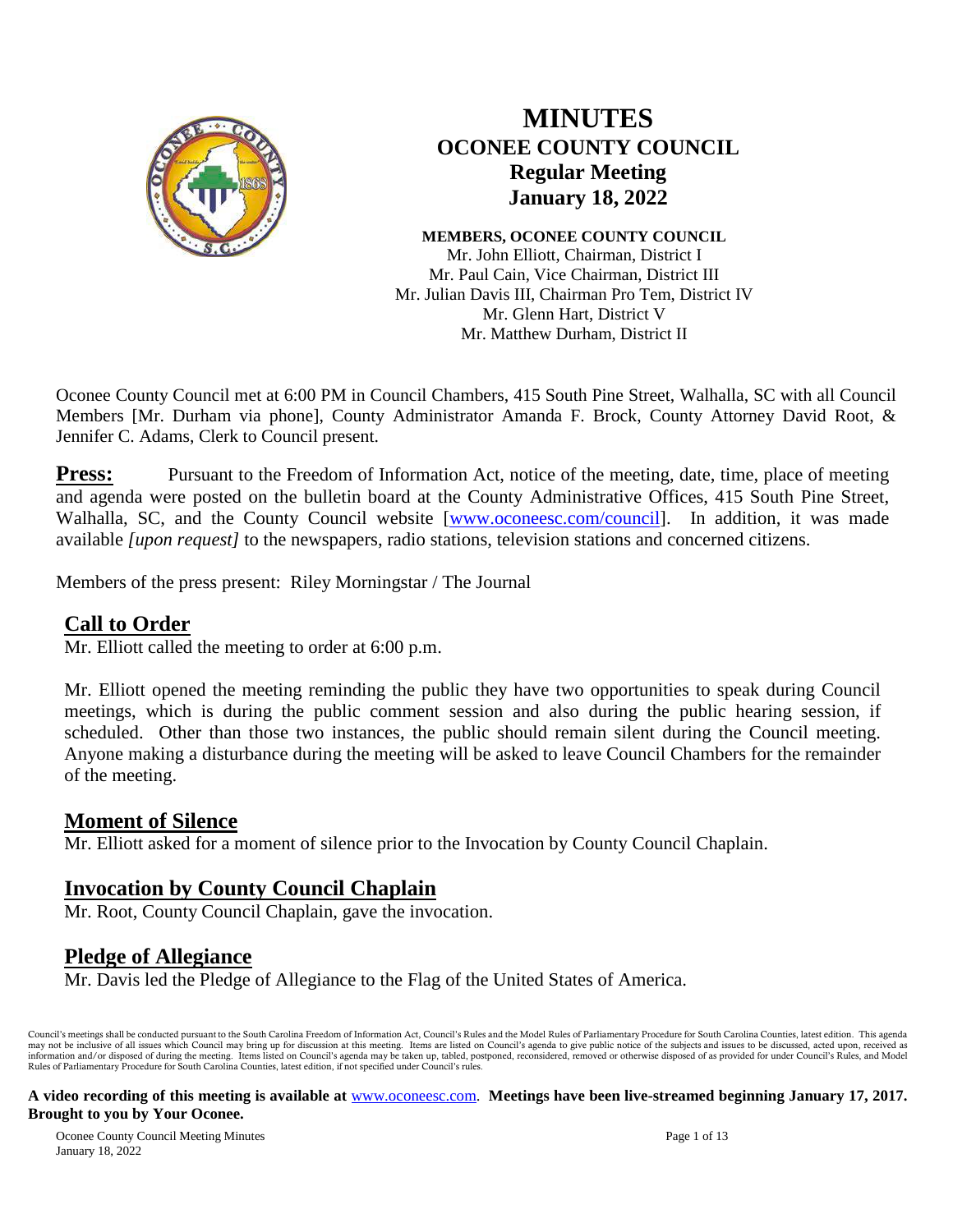# MINUTES
## OCONEE COUNTY COUNCIL
### Regular Meeting
### January 18, 2022

**MEMBERS, OCONEE COUNTY COUNCIL**
Mr. John Elliott, Chairman, District I
Mr. Paul Cain, Vice Chairman, District III
Mr. Julian Davis III, Chairman Pro Tem, District IV
Mr. Glenn Hart, District V
Mr. Matthew Durham, District II

Oconee County Council met at 6:00 PM in Council Chambers, 415 South Pine Street, Walhalla, SC with all Council Members [Mr. Durham via phone], County Administrator Amanda F. Brock, County Attorney David Root, & Jennifer C. Adams, Clerk to Council present.

**Press:** Pursuant to the Freedom of Information Act, notice of the meeting, date, time, place of meeting and agenda were posted on the bulletin board at the County Administrative Offices, 415 South Pine Street, Walhalla, SC, and the County Council website [www.oconeesc.com/council]. In addition, it was made available *[upon request]* to the newspapers, radio stations, television stations and concerned citizens.

Members of the press present: Riley Morningstar / The Journal

## Call to Order

Mr. Elliott called the meeting to order at 6:00 p.m.

Mr. Elliott opened the meeting reminding the public they have two opportunities to speak during Council meetings, which is during the public comment session and also during the public hearing session, if scheduled. Other than those two instances, the public should remain silent during the Council meeting. Anyone making a disturbance during the meeting will be asked to leave Council Chambers for the remainder of the meeting.

## Moment of Silence

Mr. Elliott asked for a moment of silence prior to the Invocation by County Council Chaplain.

## Invocation by County Council Chaplain

Mr. Root, County Council Chaplain, gave the invocation.

## Pledge of Allegiance

Mr. Davis led the Pledge of Allegiance to the Flag of the United States of America.

Council's meetings shall be conducted pursuant to the South Carolina Freedom of Information Act, Council's Rules and the Model Rules of Parliamentary Procedure for South Carolina Counties, latest edition. This agenda may not be inclusive of all issues which Council may bring up for discussion at this meeting. Items are listed on Council's agenda to give public notice of the subjects and issues to be discussed, acted upon, received as information and/or disposed of during the meeting. Items listed on Council's agenda may be taken up, tabled, postponed, reconsidered, removed or otherwise disposed of as provided for under Council's Rules, and Model Rules of Parliamentary Procedure for South Carolina Counties, latest edition, if not specified under Council's rules.

**A video recording of this meeting is available at** www.oconeesc.com. **Meetings have been live-streamed beginning January 17, 2017. Brought to you by Your Oconee.**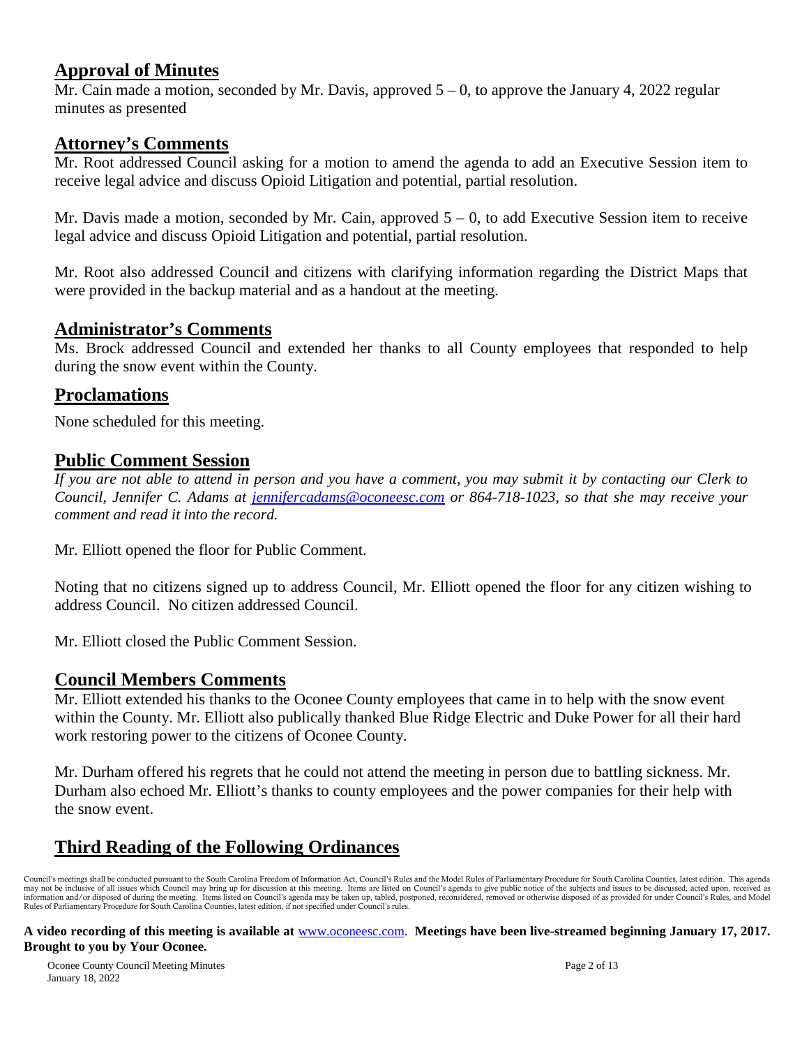## Approval of Minutes

Mr. Cain made a motion, seconded by Mr. Davis, approved 5 – 0, to approve the January 4, 2022 regular minutes as presented

## Attorney's Comments

Mr. Root addressed Council asking for a motion to amend the agenda to add an Executive Session item to receive legal advice and discuss Opioid Litigation and potential, partial resolution.

Mr. Davis made a motion, seconded by Mr. Cain, approved 5 – 0, to add Executive Session item to receive legal advice and discuss Opioid Litigation and potential, partial resolution.

Mr. Root also addressed Council and citizens with clarifying information regarding the District Maps that were provided in the backup material and as a handout at the meeting.

## Administrator's Comments

Ms. Brock addressed Council and extended her thanks to all County employees that responded to help during the snow event within the County.

## Proclamations

None scheduled for this meeting.

## Public Comment Session

*If you are not able to attend in person and you have a comment, you may submit it by contacting our Clerk to Council, Jennifer C. Adams at [jennifercadams@oconeesc.com](mailto:jennifercadams@oconeesc.com) or 864-718-1023, so that she may receive your comment and read it into the record.*

Mr. Elliott opened the floor for Public Comment.

Noting that no citizens signed up to address Council, Mr. Elliott opened the floor for any citizen wishing to address Council. No citizen addressed Council.

Mr. Elliott closed the Public Comment Session.

## Council Members Comments

Mr. Elliott extended his thanks to the Oconee County employees that came in to help with the snow event within the County. Mr. Elliott also publically thanked Blue Ridge Electric and Duke Power for all their hard work restoring power to the citizens of Oconee County.

Mr. Durham offered his regrets that he could not attend the meeting in person due to battling sickness. Mr. Durham also echoed Mr. Elliott's thanks to county employees and the power companies for their help with the snow event.

## Third Reading of the Following Ordinances

Council's meetings shall be conducted pursuant to the South Carolina Freedom of Information Act, Council's Rules and the Model Rules of Parliamentary Procedure for South Carolina Counties, latest edition. This agenda may not be inclusive of all issues which Council may bring up for discussion at this meeting. Items are listed on Council's agenda to give public notice of the subjects and issues to be discussed, acted upon, received as information and/or disposed of during the meeting. Items listed on Council's agenda may be taken up, tabled, postponed, reconsidered, removed or otherwise disposed of as provided for under Council's Rules, and Model Rules of Parliamentary Procedure for South Carolina Counties, latest edition, if not specified under Council's rules.

**A video recording of this meeting is available at** [www.oconeesc.com](http://www.oconeesc.com). **Meetings have been live-streamed beginning January 17, 2017. Brought to you by Your Oconee.**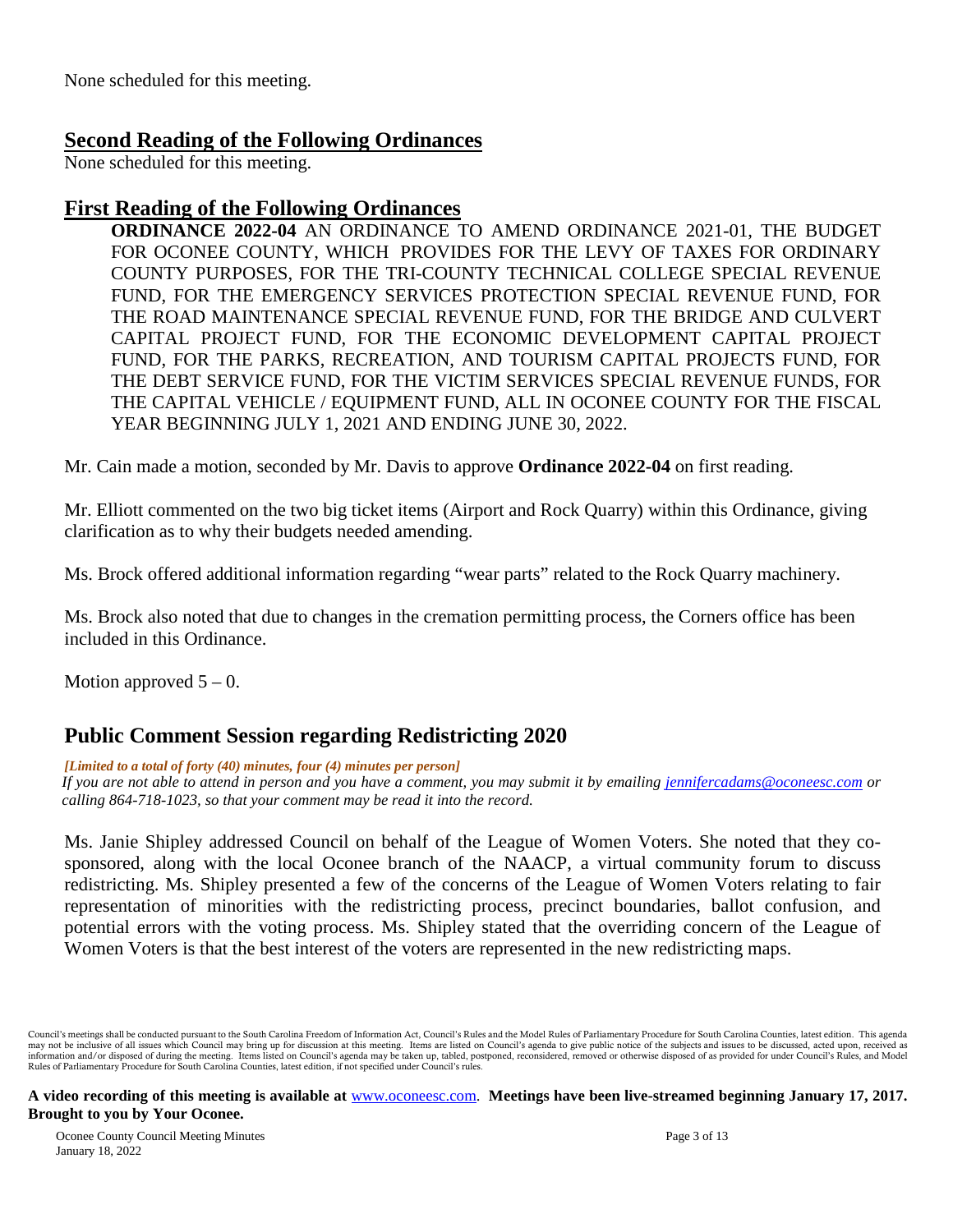None scheduled for this meeting.

## Second Reading of the Following Ordinances

None scheduled for this meeting.

## First Reading of the Following Ordinances

**ORDINANCE 2022-04** AN ORDINANCE TO AMEND ORDINANCE 2021-01, THE BUDGET FOR OCONEE COUNTY, WHICH PROVIDES FOR THE LEVY OF TAXES FOR ORDINARY COUNTY PURPOSES, FOR THE TRI-COUNTY TECHNICAL COLLEGE SPECIAL REVENUE FUND, FOR THE EMERGENCY SERVICES PROTECTION SPECIAL REVENUE FUND, FOR THE ROAD MAINTENANCE SPECIAL REVENUE FUND, FOR THE BRIDGE AND CULVERT CAPITAL PROJECT FUND, FOR THE ECONOMIC DEVELOPMENT CAPITAL PROJECT FUND, FOR THE PARKS, RECREATION, AND TOURISM CAPITAL PROJECTS FUND, FOR THE DEBT SERVICE FUND, FOR THE VICTIM SERVICES SPECIAL REVENUE FUNDS, FOR THE CAPITAL VEHICLE / EQUIPMENT FUND, ALL IN OCONEE COUNTY FOR THE FISCAL YEAR BEGINNING JULY 1, 2021 AND ENDING JUNE 30, 2022.

Mr. Cain made a motion, seconded by Mr. Davis to approve **Ordinance 2022-04** on first reading.

Mr. Elliott commented on the two big ticket items (Airport and Rock Quarry) within this Ordinance, giving clarification as to why their budgets needed amending.

Ms. Brock offered additional information regarding "wear parts" related to the Rock Quarry machinery.

Ms. Brock also noted that due to changes in the cremation permitting process, the Corners office has been included in this Ordinance.

Motion approved 5 – 0.

## Public Comment Session regarding Redistricting 2020

***[Limited to a total of forty (40) minutes, four (4) minutes per person]***

*If you are not able to attend in person and you have a comment, you may submit it by emailing jennifercadams@oconeesc.com or calling 864-718-1023, so that your comment may be read it into the record.*

Ms. Janie Shipley addressed Council on behalf of the League of Women Voters. She noted that they co-sponsored, along with the local Oconee branch of the NAACP, a virtual community forum to discuss redistricting. Ms. Shipley presented a few of the concerns of the League of Women Voters relating to fair representation of minorities with the redistricting process, precinct boundaries, ballot confusion, and potential errors with the voting process. Ms. Shipley stated that the overriding concern of the League of Women Voters is that the best interest of the voters are represented in the new redistricting maps.

Council's meetings shall be conducted pursuant to the South Carolina Freedom of Information Act, Council's Rules and the Model Rules of Parliamentary Procedure for South Carolina Counties, latest edition. This agenda may not be inclusive of all issues which Council may bring up for discussion at this meeting. Items are listed on Council's agenda to give public notice of the subjects and issues to be discussed, acted upon, received as information and/or disposed of during the meeting. Items listed on Council's agenda may be taken up, tabled, postponed, reconsidered, removed or otherwise disposed of as provided for under Council's Rules, and Model Rules of Parliamentary Procedure for South Carolina Counties, latest edition, if not specified under Council's rules.

**A video recording of this meeting is available at** www.oconeesc.com. **Meetings have been live-streamed beginning January 17, 2017. Brought to you by Your Oconee.**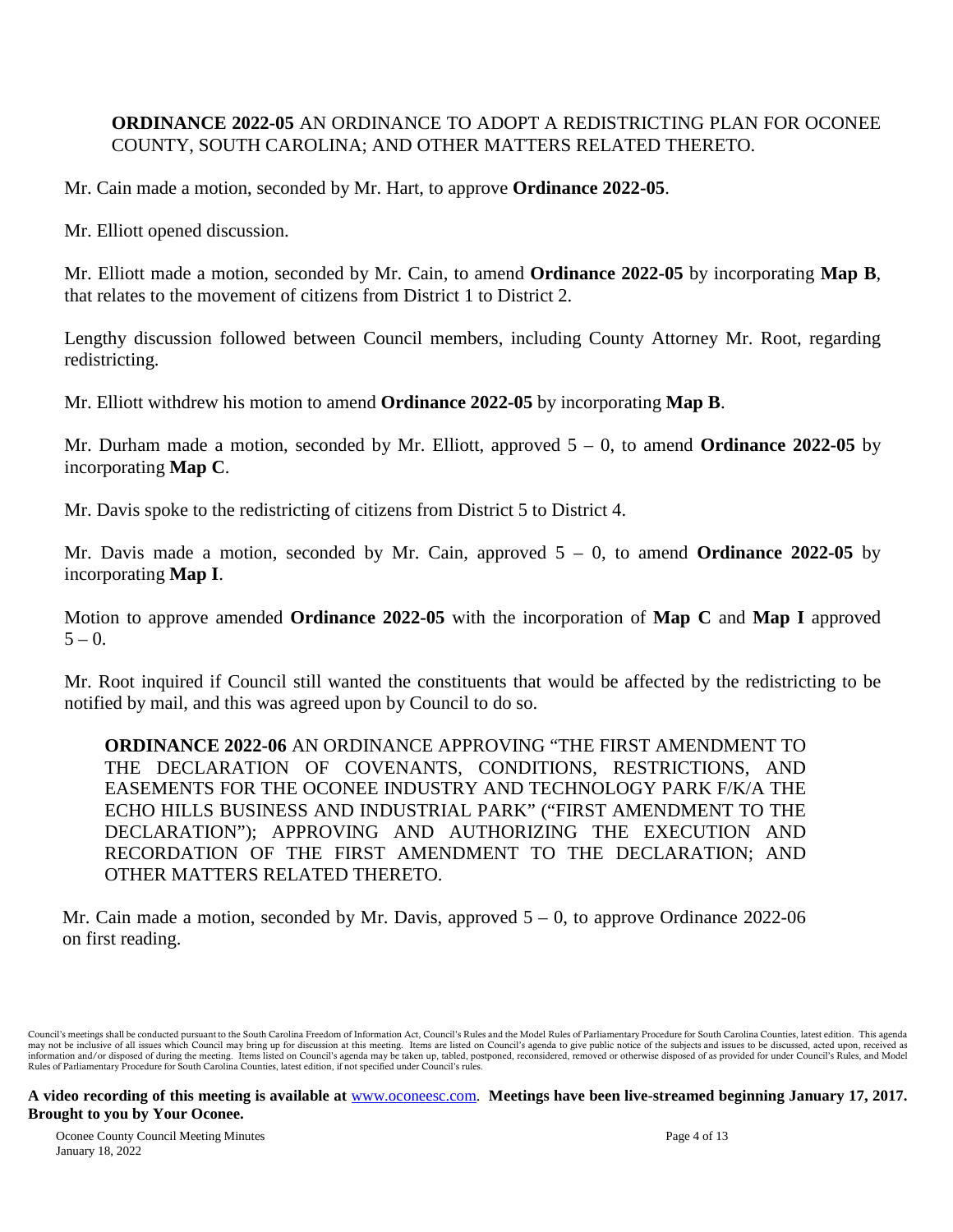**ORDINANCE 2022-05** AN ORDINANCE TO ADOPT A REDISTRICTING PLAN FOR OCONEE COUNTY, SOUTH CAROLINA; AND OTHER MATTERS RELATED THERETO.

Mr. Cain made a motion, seconded by Mr. Hart, to approve **Ordinance 2022-05**.

Mr. Elliott opened discussion.

Mr. Elliott made a motion, seconded by Mr. Cain, to amend **Ordinance 2022-05** by incorporating **Map B**, that relates to the movement of citizens from District 1 to District 2.

Lengthy discussion followed between Council members, including County Attorney Mr. Root, regarding redistricting.

Mr. Elliott withdrew his motion to amend **Ordinance 2022-05** by incorporating **Map B**.

Mr. Durham made a motion, seconded by Mr. Elliott, approved 5 – 0, to amend **Ordinance 2022-05** by incorporating **Map C**.

Mr. Davis spoke to the redistricting of citizens from District 5 to District 4.

Mr. Davis made a motion, seconded by Mr. Cain, approved 5 – 0, to amend **Ordinance 2022-05** by incorporating **Map I**.

Motion to approve amended **Ordinance 2022-05** with the incorporation of **Map C** and **Map I** approved 5 – 0.

Mr. Root inquired if Council still wanted the constituents that would be affected by the redistricting to be notified by mail, and this was agreed upon by Council to do so.

**ORDINANCE 2022-06** AN ORDINANCE APPROVING "THE FIRST AMENDMENT TO THE DECLARATION OF COVENANTS, CONDITIONS, RESTRICTIONS, AND EASEMENTS FOR THE OCONEE INDUSTRY AND TECHNOLOGY PARK F/K/A THE ECHO HILLS BUSINESS AND INDUSTRIAL PARK" ("FIRST AMENDMENT TO THE DECLARATION"); APPROVING AND AUTHORIZING THE EXECUTION AND RECORDATION OF THE FIRST AMENDMENT TO THE DECLARATION; AND OTHER MATTERS RELATED THERETO.

Mr. Cain made a motion, seconded by Mr. Davis, approved 5 – 0, to approve Ordinance 2022-06 on first reading.

Council's meetings shall be conducted pursuant to the South Carolina Freedom of Information Act, Council's Rules and the Model Rules of Parliamentary Procedure for South Carolina Counties, latest edition. This agenda may not be inclusive of all issues which Council may bring up for discussion at this meeting. Items are listed on Council's agenda to give public notice of the subjects and issues to be discussed, acted upon, received as information and/or disposed of during the meeting. Items listed on Council's agenda may be taken up, tabled, postponed, reconsidered, removed or otherwise disposed of as provided for under Council's Rules, and Model Rules of Parliamentary Procedure for South Carolina Counties, latest edition, if not specified under Council's rules.

**A video recording of this meeting is available at** www.oconeesc.com. **Meetings have been live-streamed beginning January 17, 2017. Brought to you by Your Oconee.**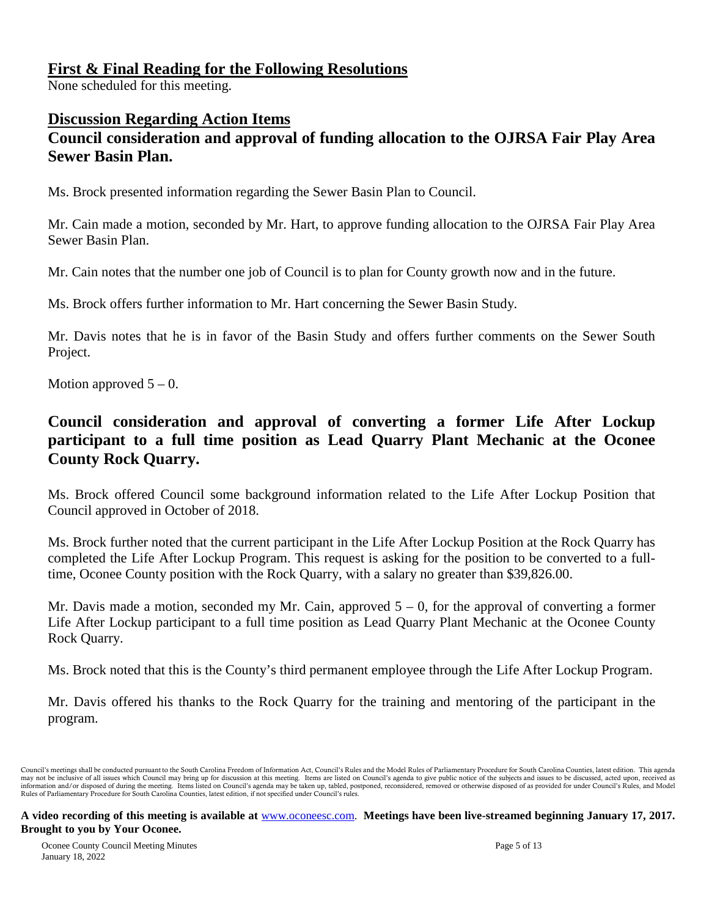## First & Final Reading for the Following Resolutions

None scheduled for this meeting.

## Discussion Regarding Action Items

### Council consideration and approval of funding allocation to the OJRSA Fair Play Area Sewer Basin Plan.

Ms. Brock presented information regarding the Sewer Basin Plan to Council.

Mr. Cain made a motion, seconded by Mr. Hart, to approve funding allocation to the OJRSA Fair Play Area Sewer Basin Plan.

Mr. Cain notes that the number one job of Council is to plan for County growth now and in the future.

Ms. Brock offers further information to Mr. Hart concerning the Sewer Basin Study.

Mr. Davis notes that he is in favor of the Basin Study and offers further comments on the Sewer South Project.

Motion approved 5 – 0.

### Council consideration and approval of converting a former Life After Lockup participant to a full time position as Lead Quarry Plant Mechanic at the Oconee County Rock Quarry.

Ms. Brock offered Council some background information related to the Life After Lockup Position that Council approved in October of 2018.

Ms. Brock further noted that the current participant in the Life After Lockup Position at the Rock Quarry has completed the Life After Lockup Program. This request is asking for the position to be converted to a full-time, Oconee County position with the Rock Quarry, with a salary no greater than $39,826.00.

Mr. Davis made a motion, seconded my Mr. Cain, approved 5 – 0, for the approval of converting a former Life After Lockup participant to a full time position as Lead Quarry Plant Mechanic at the Oconee County Rock Quarry.

Ms. Brock noted that this is the County's third permanent employee through the Life After Lockup Program.

Mr. Davis offered his thanks to the Rock Quarry for the training and mentoring of the participant in the program.

Council's meetings shall be conducted pursuant to the South Carolina Freedom of Information Act, Council's Rules and the Model Rules of Parliamentary Procedure for South Carolina Counties, latest edition. This agenda may not be inclusive of all issues which Council may bring up for discussion at this meeting. Items are listed on Council's agenda to give public notice of the subjects and issues to be discussed, acted upon, received as information and/or disposed of during the meeting. Items listed on Council's agenda may be taken up, tabled, postponed, reconsidered, removed or otherwise disposed of as provided for under Council's Rules, and Model Rules of Parliamentary Procedure for South Carolina Counties, latest edition, if not specified under Council's rules.

**A video recording of this meeting is available at** www.oconeesc.com. **Meetings have been live-streamed beginning January 17, 2017. Brought to you by Your Oconee.**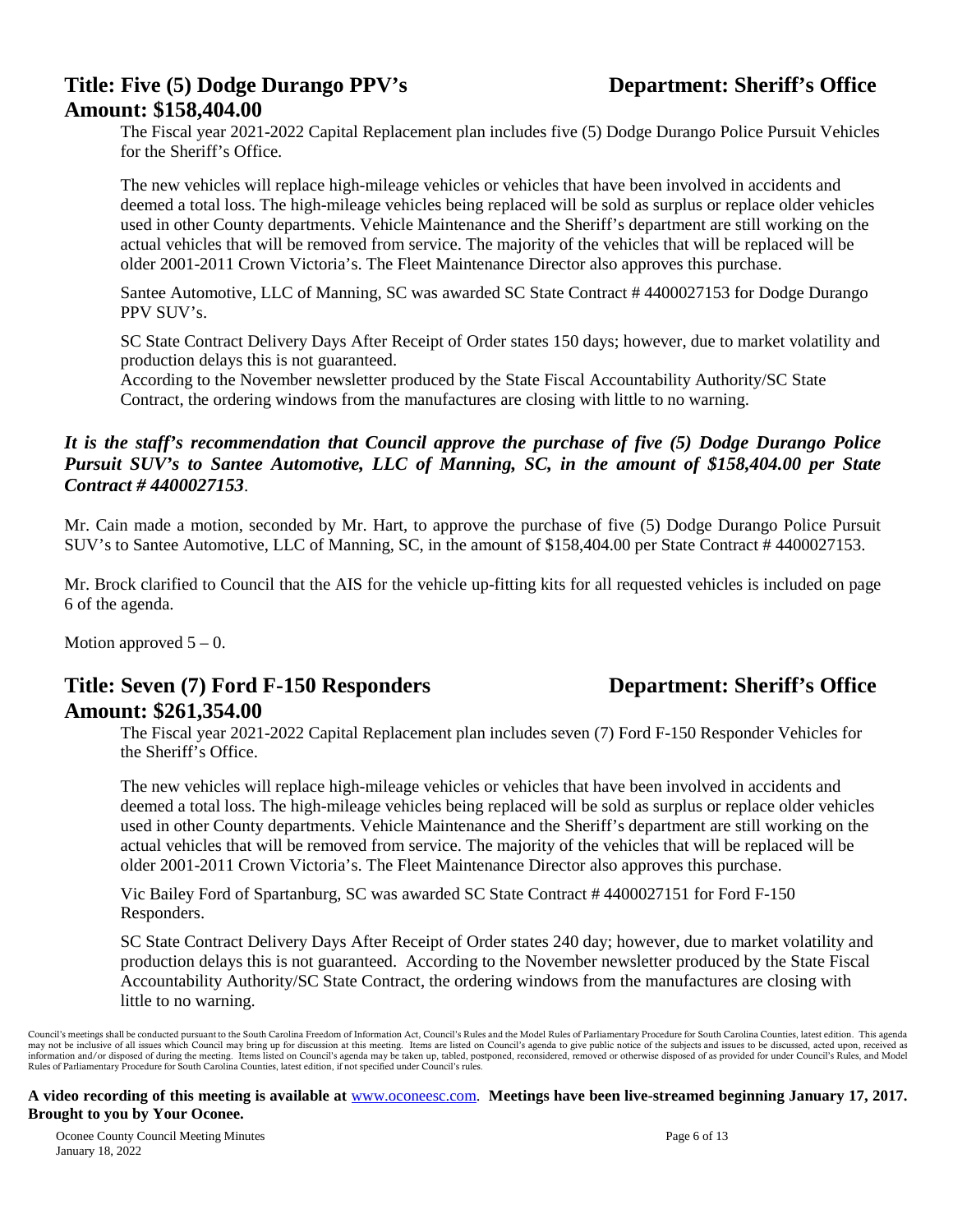## Title: Five (5) Dodge Durango PPV's — Department: Sheriff's Office
## Amount: $158,404.00

The Fiscal year 2021-2022 Capital Replacement plan includes five (5) Dodge Durango Police Pursuit Vehicles for the Sheriff's Office.

The new vehicles will replace high-mileage vehicles or vehicles that have been involved in accidents and deemed a total loss. The high-mileage vehicles being replaced will be sold as surplus or replace older vehicles used in other County departments. Vehicle Maintenance and the Sheriff's department are still working on the actual vehicles that will be removed from service. The majority of the vehicles that will be replaced will be older 2001-2011 Crown Victoria's. The Fleet Maintenance Director also approves this purchase.

Santee Automotive, LLC of Manning, SC was awarded SC State Contract # 4400027153 for Dodge Durango PPV SUV's.

SC State Contract Delivery Days After Receipt of Order states 150 days; however, due to market volatility and production delays this is not guaranteed.
According to the November newsletter produced by the State Fiscal Accountability Authority/SC State Contract, the ordering windows from the manufactures are closing with little to no warning.

***It is the staff's recommendation that Council approve the purchase of five (5) Dodge Durango Police Pursuit SUV's to Santee Automotive, LLC of Manning, SC, in the amount of $158,404.00 per State Contract # 4400027153***.

Mr. Cain made a motion, seconded by Mr. Hart, to approve the purchase of five (5) Dodge Durango Police Pursuit SUV's to Santee Automotive, LLC of Manning, SC, in the amount of $158,404.00 per State Contract # 4400027153.

Mr. Brock clarified to Council that the AIS for the vehicle up-fitting kits for all requested vehicles is included on page 6 of the agenda.

Motion approved 5 – 0.

## Title: Seven (7) Ford F-150 Responders — Department: Sheriff's Office
## Amount: $261,354.00

The Fiscal year 2021-2022 Capital Replacement plan includes seven (7) Ford F-150 Responder Vehicles for the Sheriff's Office.

The new vehicles will replace high-mileage vehicles or vehicles that have been involved in accidents and deemed a total loss. The high-mileage vehicles being replaced will be sold as surplus or replace older vehicles used in other County departments. Vehicle Maintenance and the Sheriff's department are still working on the actual vehicles that will be removed from service. The majority of the vehicles that will be replaced will be older 2001-2011 Crown Victoria's. The Fleet Maintenance Director also approves this purchase.

Vic Bailey Ford of Spartanburg, SC was awarded SC State Contract # 4400027151 for Ford F-150 Responders.

SC State Contract Delivery Days After Receipt of Order states 240 day; however, due to market volatility and production delays this is not guaranteed. According to the November newsletter produced by the State Fiscal Accountability Authority/SC State Contract, the ordering windows from the manufactures are closing with little to no warning.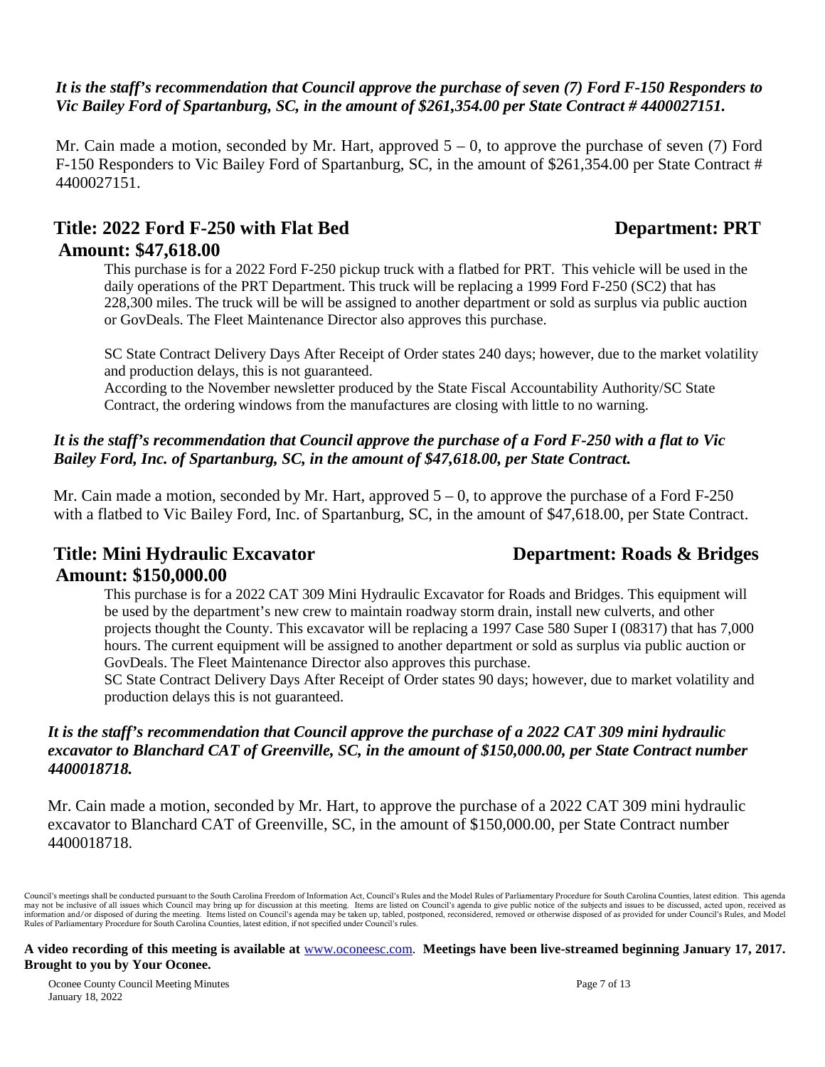***It is the staff's recommendation that Council approve the purchase of seven (7) Ford F-150 Responders to Vic Bailey Ford of Spartanburg, SC, in the amount of $261,354.00 per State Contract # 4400027151.***

Mr. Cain made a motion, seconded by Mr. Hart, approved 5 – 0, to approve the purchase of seven (7) Ford F-150 Responders to Vic Bailey Ford of Spartanburg, SC, in the amount of $261,354.00 per State Contract # 4400027151.

## Title: 2022 Ford F-250 with Flat Bed — Department: PRT
## Amount: $47,618.00

This purchase is for a 2022 Ford F-250 pickup truck with a flatbed for PRT. This vehicle will be used in the daily operations of the PRT Department. This truck will be replacing a 1999 Ford F-250 (SC2) that has 228,300 miles. The truck will be will be assigned to another department or sold as surplus via public auction or GovDeals. The Fleet Maintenance Director also approves this purchase.

SC State Contract Delivery Days After Receipt of Order states 240 days; however, due to the market volatility and production delays, this is not guaranteed.
According to the November newsletter produced by the State Fiscal Accountability Authority/SC State Contract, the ordering windows from the manufactures are closing with little to no warning.

***It is the staff's recommendation that Council approve the purchase of a Ford F-250 with a flat to Vic Bailey Ford, Inc. of Spartanburg, SC, in the amount of $47,618.00, per State Contract.***

Mr. Cain made a motion, seconded by Mr. Hart, approved 5 – 0, to approve the purchase of a Ford F-250 with a flatbed to Vic Bailey Ford, Inc. of Spartanburg, SC, in the amount of $47,618.00, per State Contract.

## Title: Mini Hydraulic Excavator — Department: Roads & Bridges
## Amount: $150,000.00

This purchase is for a 2022 CAT 309 Mini Hydraulic Excavator for Roads and Bridges. This equipment will be used by the department's new crew to maintain roadway storm drain, install new culverts, and other projects thought the County. This excavator will be replacing a 1997 Case 580 Super I (08317) that has 7,000 hours. The current equipment will be assigned to another department or sold as surplus via public auction or GovDeals. The Fleet Maintenance Director also approves this purchase.
SC State Contract Delivery Days After Receipt of Order states 90 days; however, due to market volatility and production delays this is not guaranteed.

***It is the staff's recommendation that Council approve the purchase of a 2022 CAT 309 mini hydraulic excavator to Blanchard CAT of Greenville, SC, in the amount of $150,000.00, per State Contract number 4400018718.***

Mr. Cain made a motion, seconded by Mr. Hart, to approve the purchase of a 2022 CAT 309 mini hydraulic excavator to Blanchard CAT of Greenville, SC, in the amount of $150,000.00, per State Contract number 4400018718.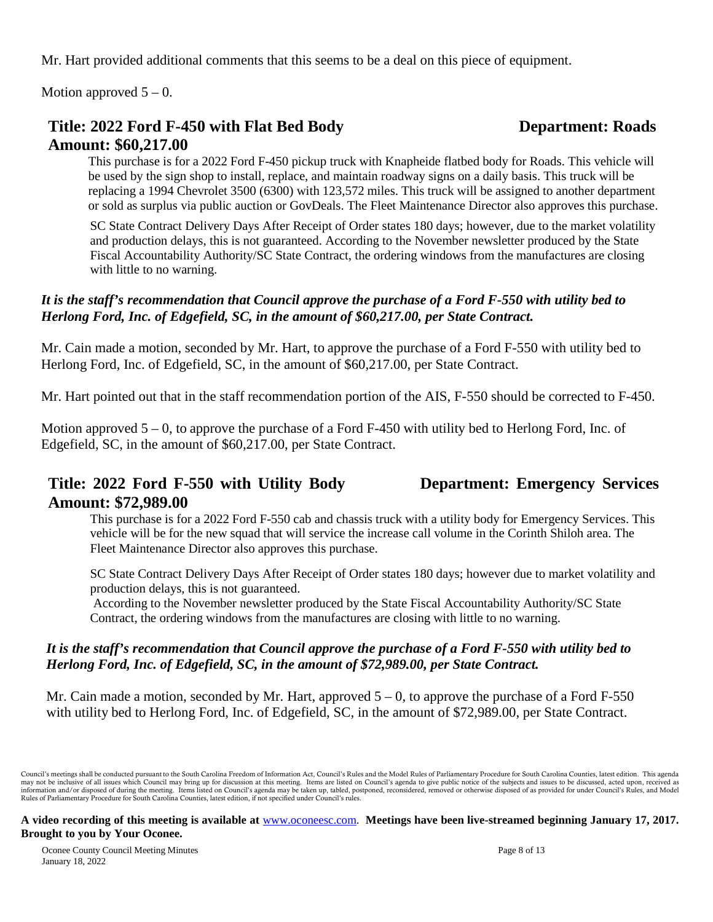Mr. Hart provided additional comments that this seems to be a deal on this piece of equipment.

Motion approved 5 – 0.

**Title: 2022 Ford F-450 with Flat Bed Body** **Department: Roads**
**Amount: $60,217.00**

This purchase is for a 2022 Ford F-450 pickup truck with Knapheide flatbed body for Roads. This vehicle will be used by the sign shop to install, replace, and maintain roadway signs on a daily basis. This truck will be replacing a 1994 Chevrolet 3500 (6300) with 123,572 miles. This truck will be assigned to another department or sold as surplus via public auction or GovDeals. The Fleet Maintenance Director also approves this purchase.

SC State Contract Delivery Days After Receipt of Order states 180 days; however, due to the market volatility and production delays, this is not guaranteed. According to the November newsletter produced by the State Fiscal Accountability Authority/SC State Contract, the ordering windows from the manufactures are closing with little to no warning.

***It is the staff's recommendation that Council approve the purchase of a Ford F-550 with utility bed to Herlong Ford, Inc. of Edgefield, SC, in the amount of $60,217.00, per State Contract.***

Mr. Cain made a motion, seconded by Mr. Hart, to approve the purchase of a Ford F-550 with utility bed to Herlong Ford, Inc. of Edgefield, SC, in the amount of $60,217.00, per State Contract.

Mr. Hart pointed out that in the staff recommendation portion of the AIS, F-550 should be corrected to F-450.

Motion approved 5 – 0, to approve the purchase of a Ford F-450 with utility bed to Herlong Ford, Inc. of Edgefield, SC, in the amount of $60,217.00, per State Contract.

**Title: 2022 Ford F-550 with Utility Body** **Department: Emergency Services**
**Amount: $72,989.00**

This purchase is for a 2022 Ford F-550 cab and chassis truck with a utility body for Emergency Services. This vehicle will be for the new squad that will service the increase call volume in the Corinth Shiloh area. The Fleet Maintenance Director also approves this purchase.

SC State Contract Delivery Days After Receipt of Order states 180 days; however due to market volatility and production delays, this is not guaranteed.
According to the November newsletter produced by the State Fiscal Accountability Authority/SC State Contract, the ordering windows from the manufactures are closing with little to no warning.

***It is the staff's recommendation that Council approve the purchase of a Ford F-550 with utility bed to Herlong Ford, Inc. of Edgefield, SC, in the amount of $72,989.00, per State Contract.***

Mr. Cain made a motion, seconded by Mr. Hart, approved 5 – 0, to approve the purchase of a Ford F-550 with utility bed to Herlong Ford, Inc. of Edgefield, SC, in the amount of $72,989.00, per State Contract.

Council's meetings shall be conducted pursuant to the South Carolina Freedom of Information Act, Council's Rules and the Model Rules of Parliamentary Procedure for South Carolina Counties, latest edition. This agenda may not be inclusive of all issues which Council may bring up for discussion at this meeting. Items are listed on Council's agenda to give public notice of the subjects and issues to be discussed, acted upon, received as information and/or disposed of during the meeting. Items listed on Council's agenda may be taken up, tabled, postponed, reconsidered, removed or otherwise disposed of as provided for under Council's Rules, and Model Rules of Parliamentary Procedure for South Carolina Counties, latest edition, if not specified under Council's rules.

**A video recording of this meeting is available at** www.oconeesc.com. **Meetings have been live-streamed beginning January 17, 2017. Brought to you by Your Oconee.**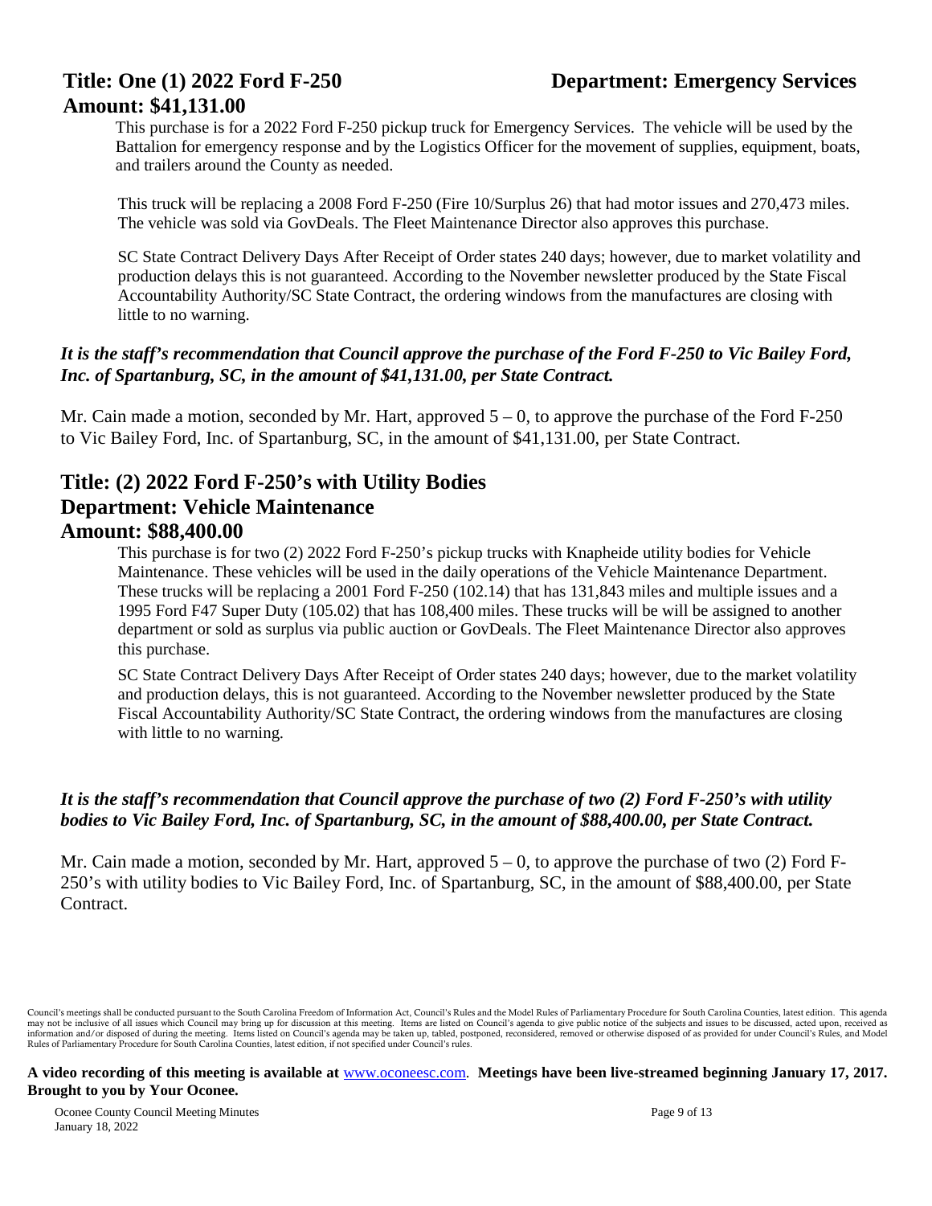## Title: One (1) 2022 Ford F-250 Department: Emergency Services

## Amount: $41,131.00

This purchase is for a 2022 Ford F-250 pickup truck for Emergency Services. The vehicle will be used by the Battalion for emergency response and by the Logistics Officer for the movement of supplies, equipment, boats, and trailers around the County as needed.

This truck will be replacing a 2008 Ford F-250 (Fire 10/Surplus 26) that had motor issues and 270,473 miles. The vehicle was sold via GovDeals. The Fleet Maintenance Director also approves this purchase.

SC State Contract Delivery Days After Receipt of Order states 240 days; however, due to market volatility and production delays this is not guaranteed. According to the November newsletter produced by the State Fiscal Accountability Authority/SC State Contract, the ordering windows from the manufactures are closing with little to no warning.

***It is the staff's recommendation that Council approve the purchase of the Ford F-250 to Vic Bailey Ford, Inc. of Spartanburg, SC, in the amount of $41,131.00, per State Contract.***

Mr. Cain made a motion, seconded by Mr. Hart, approved 5 – 0, to approve the purchase of the Ford F-250 to Vic Bailey Ford, Inc. of Spartanburg, SC, in the amount of $41,131.00, per State Contract.

## Title: (2) 2022 Ford F-250's with Utility Bodies

## Department: Vehicle Maintenance

## Amount: $88,400.00

This purchase is for two (2) 2022 Ford F-250's pickup trucks with Knapheide utility bodies for Vehicle Maintenance. These vehicles will be used in the daily operations of the Vehicle Maintenance Department. These trucks will be replacing a 2001 Ford F-250 (102.14) that has 131,843 miles and multiple issues and a 1995 Ford F47 Super Duty (105.02) that has 108,400 miles. These trucks will be will be assigned to another department or sold as surplus via public auction or GovDeals. The Fleet Maintenance Director also approves this purchase.

SC State Contract Delivery Days After Receipt of Order states 240 days; however, due to the market volatility and production delays, this is not guaranteed. According to the November newsletter produced by the State Fiscal Accountability Authority/SC State Contract, the ordering windows from the manufactures are closing with little to no warning.

***It is the staff's recommendation that Council approve the purchase of two (2) Ford F-250's with utility bodies to Vic Bailey Ford, Inc. of Spartanburg, SC, in the amount of $88,400.00, per State Contract.***

Mr. Cain made a motion, seconded by Mr. Hart, approved 5 – 0, to approve the purchase of two (2) Ford F-250's with utility bodies to Vic Bailey Ford, Inc. of Spartanburg, SC, in the amount of $88,400.00, per State Contract.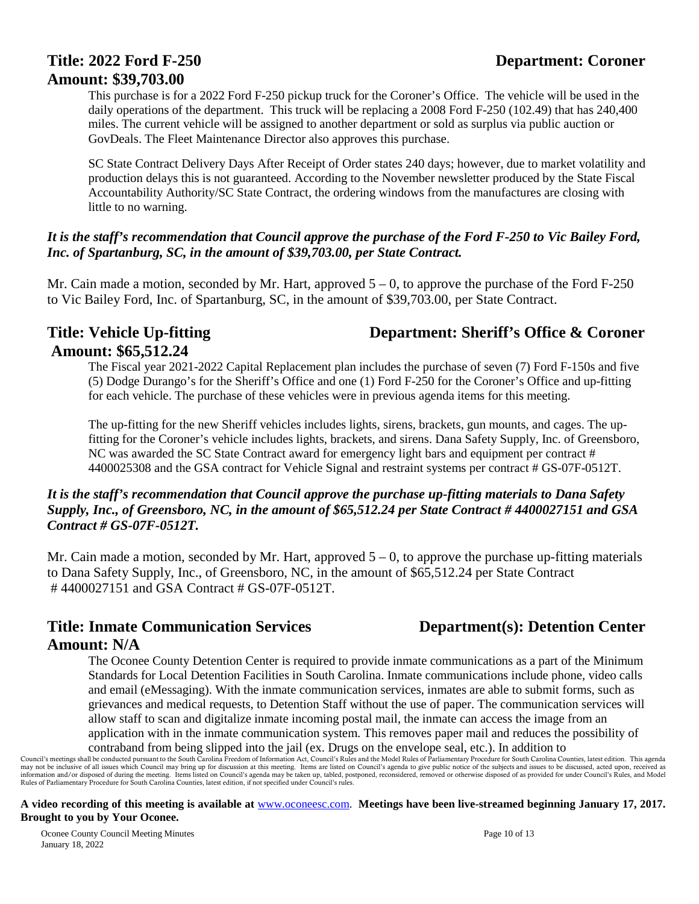**Title: 2022 Ford F-250** **Department: Coroner**
**Amount: $39,703.00**

This purchase is for a 2022 Ford F-250 pickup truck for the Coroner's Office. The vehicle will be used in the daily operations of the department. This truck will be replacing a 2008 Ford F-250 (102.49) that has 240,400 miles. The current vehicle will be assigned to another department or sold as surplus via public auction or GovDeals. The Fleet Maintenance Director also approves this purchase.

SC State Contract Delivery Days After Receipt of Order states 240 days; however, due to market volatility and production delays this is not guaranteed. According to the November newsletter produced by the State Fiscal Accountability Authority/SC State Contract, the ordering windows from the manufactures are closing with little to no warning.

***It is the staff's recommendation that Council approve the purchase of the Ford F-250 to Vic Bailey Ford, Inc. of Spartanburg, SC, in the amount of $39,703.00, per State Contract.***

Mr. Cain made a motion, seconded by Mr. Hart, approved 5 – 0, to approve the purchase of the Ford F-250 to Vic Bailey Ford, Inc. of Spartanburg, SC, in the amount of $39,703.00, per State Contract.

**Title: Vehicle Up-fitting** **Department: Sheriff's Office & Coroner**
**Amount: $65,512.24**

The Fiscal year 2021-2022 Capital Replacement plan includes the purchase of seven (7) Ford F-150s and five (5) Dodge Durango's for the Sheriff's Office and one (1) Ford F-250 for the Coroner's Office and up-fitting for each vehicle. The purchase of these vehicles were in previous agenda items for this meeting.

The up-fitting for the new Sheriff vehicles includes lights, sirens, brackets, gun mounts, and cages. The up-fitting for the Coroner's vehicle includes lights, brackets, and sirens. Dana Safety Supply, Inc. of Greensboro, NC was awarded the SC State Contract award for emergency light bars and equipment per contract # 4400025308 and the GSA contract for Vehicle Signal and restraint systems per contract # GS-07F-0512T.

***It is the staff's recommendation that Council approve the purchase up-fitting materials to Dana Safety Supply, Inc., of Greensboro, NC, in the amount of $65,512.24 per State Contract # 4400027151 and GSA Contract # GS-07F-0512T.***

Mr. Cain made a motion, seconded by Mr. Hart, approved 5 – 0, to approve the purchase up-fitting materials to Dana Safety Supply, Inc., of Greensboro, NC, in the amount of $65,512.24 per State Contract # 4400027151 and GSA Contract # GS-07F-0512T.

**Title: Inmate Communication Services** **Department(s): Detention Center**
**Amount: N/A**

The Oconee County Detention Center is required to provide inmate communications as a part of the Minimum Standards for Local Detention Facilities in South Carolina. Inmate communications include phone, video calls and email (eMessaging). With the inmate communication services, inmates are able to submit forms, such as grievances and medical requests, to Detention Staff without the use of paper. The communication services will allow staff to scan and digitalize inmate incoming postal mail, the inmate can access the image from an application with in the inmate communication system. This removes paper mail and reduces the possibility of contraband from being slipped into the jail (ex. Drugs on the envelope seal, etc.). In addition to

Council's meetings shall be conducted pursuant to the South Carolina Freedom of Information Act, Council's Rules and the Model Rules of Parliamentary Procedure for South Carolina Counties, latest edition. This agenda may not be inclusive of all issues which Council may bring up for discussion at this meeting. Items are listed on Council's agenda to give public notice of the subjects and issues to be discussed, acted upon, received as information and/or disposed of during the meeting. Items listed on Council's agenda may be taken up, tabled, postponed, reconsidered, removed or otherwise disposed of as provided for under Council's Rules, and Model Rules of Parliamentary Procedure for South Carolina Counties, latest edition, if not specified under Council's rules.

**A video recording of this meeting is available at** www.oconeesc.com. **Meetings have been live-streamed beginning January 17, 2017. Brought to you by Your Oconee.**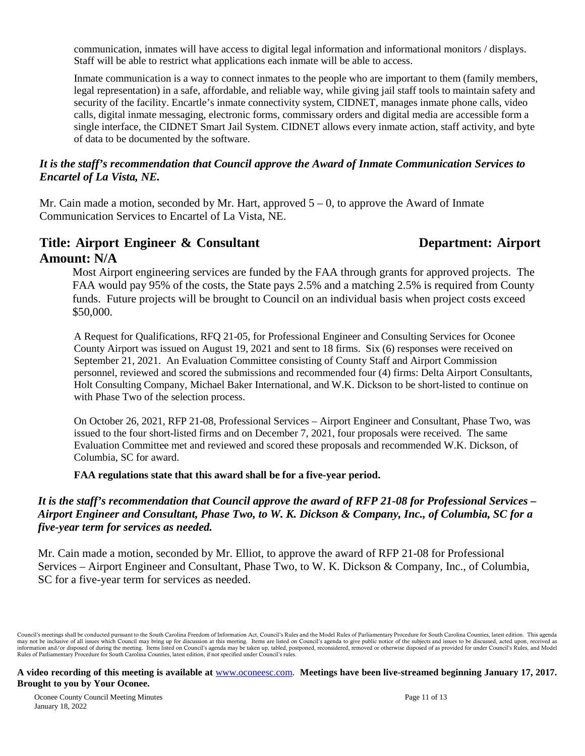communication, inmates will have access to digital legal information and informational monitors / displays. Staff will be able to restrict what applications each inmate will be able to access.

Inmate communication is a way to connect inmates to the people who are important to them (family members, legal representation) in a safe, affordable, and reliable way, while giving jail staff tools to maintain safety and security of the facility. Encartle's inmate connectivity system, CIDNET, manages inmate phone calls, video calls, digital inmate messaging, electronic forms, commissary orders and digital media are accessible form a single interface, the CIDNET Smart Jail System. CIDNET allows every inmate action, staff activity, and byte of data to be documented by the software.

***It is the staff's recommendation that Council approve the Award of Inmate Communication Services to Encartel of La Vista, NE.***

Mr. Cain made a motion, seconded by Mr. Hart, approved 5 – 0, to approve the Award of Inmate Communication Services to Encartel of La Vista, NE.

## Title: Airport Engineer & Consultant Department: Airport
## Amount: N/A

Most Airport engineering services are funded by the FAA through grants for approved projects. The FAA would pay 95% of the costs, the State pays 2.5% and a matching 2.5% is required from County funds. Future projects will be brought to Council on an individual basis when project costs exceed $50,000.

A Request for Qualifications, RFQ 21-05, for Professional Engineer and Consulting Services for Oconee County Airport was issued on August 19, 2021 and sent to 18 firms. Six (6) responses were received on September 21, 2021. An Evaluation Committee consisting of County Staff and Airport Commission personnel, reviewed and scored the submissions and recommended four (4) firms: Delta Airport Consultants, Holt Consulting Company, Michael Baker International, and W.K. Dickson to be short-listed to continue on with Phase Two of the selection process.

On October 26, 2021, RFP 21-08, Professional Services – Airport Engineer and Consultant, Phase Two, was issued to the four short-listed firms and on December 7, 2021, four proposals were received. The same Evaluation Committee met and reviewed and scored these proposals and recommended W.K. Dickson, of Columbia, SC for award.

**FAA regulations state that this award shall be for a five-year period.**

***It is the staff's recommendation that Council approve the award of RFP 21-08 for Professional Services – Airport Engineer and Consultant, Phase Two, to W. K. Dickson & Company, Inc., of Columbia, SC for a five-year term for services as needed.***

Mr. Cain made a motion, seconded by Mr. Elliot, to approve the award of RFP 21-08 for Professional Services – Airport Engineer and Consultant, Phase Two, to W. K. Dickson & Company, Inc., of Columbia, SC for a five-year term for services as needed.

Council's meetings shall be conducted pursuant to the South Carolina Freedom of Information Act, Council's Rules and the Model Rules of Parliamentary Procedure for South Carolina Counties, latest edition. This agenda may not be inclusive of all issues which Council may bring up for discussion at this meeting. Items are listed on Council's agenda to give public notice of the subjects and issues to be discussed, acted upon, received as information and/or disposed of during the meeting. Items listed on Council's agenda may be taken up, tabled, postponed, reconsidered, removed or otherwise disposed of as provided for under Council's Rules, and Model Rules of Parliamentary Procedure for South Carolina Counties, latest edition, if not specified under Council's rules.

**A video recording of this meeting is available at** www.oconeesc.com. **Meetings have been live-streamed beginning January 17, 2017. Brought to you by Your Oconee.**

Oconee County Council Meeting Minutes
January 18, 2022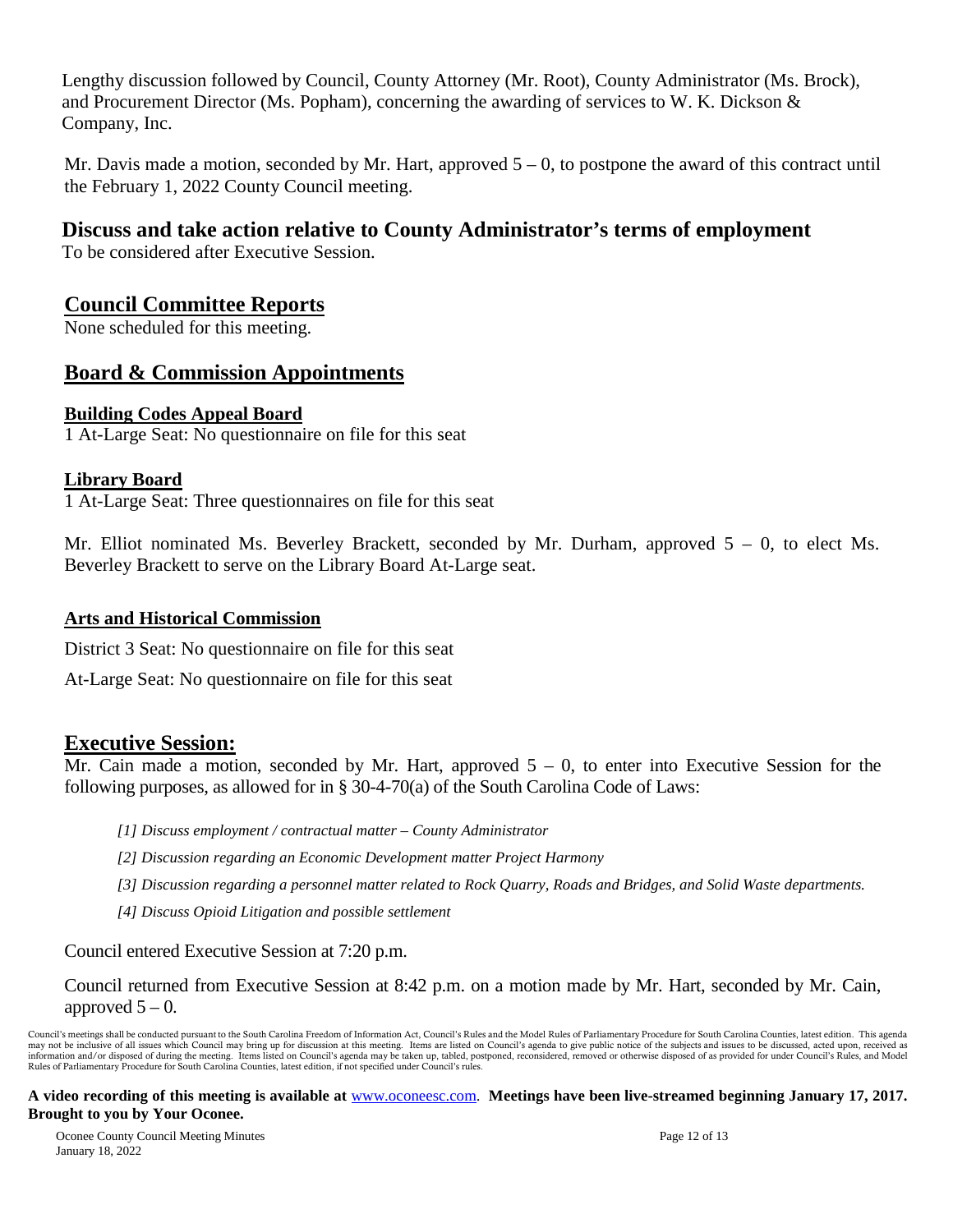Lengthy discussion followed by Council, County Attorney (Mr. Root), County Administrator (Ms. Brock), and Procurement Director (Ms. Popham), concerning the awarding of services to W. K. Dickson & Company, Inc.

Mr. Davis made a motion, seconded by Mr. Hart, approved 5 – 0, to postpone the award of this contract until the February 1, 2022 County Council meeting.

## Discuss and take action relative to County Administrator's terms of employment

To be considered after Executive Session.

## Council Committee Reports

None scheduled for this meeting.

## Board & Commission Appointments

### Building Codes Appeal Board

1 At-Large Seat: No questionnaire on file for this seat

### Library Board

1 At-Large Seat: Three questionnaires on file for this seat

Mr. Elliot nominated Ms. Beverley Brackett, seconded by Mr. Durham, approved 5 – 0, to elect Ms. Beverley Brackett to serve on the Library Board At-Large seat.

### Arts and Historical Commission

District 3 Seat: No questionnaire on file for this seat

At-Large Seat: No questionnaire on file for this seat

## Executive Session:

Mr. Cain made a motion, seconded by Mr. Hart, approved 5 – 0, to enter into Executive Session for the following purposes, as allowed for in § 30-4-70(a) of the South Carolina Code of Laws:

*[1] Discuss employment / contractual matter – County Administrator*

*[2] Discussion regarding an Economic Development matter Project Harmony*

*[3] Discussion regarding a personnel matter related to Rock Quarry, Roads and Bridges, and Solid Waste departments.*

*[4] Discuss Opioid Litigation and possible settlement*

Council entered Executive Session at 7:20 p.m.

Council returned from Executive Session at 8:42 p.m. on a motion made by Mr. Hart, seconded by Mr. Cain, approved 5 – 0.

Council's meetings shall be conducted pursuant to the South Carolina Freedom of Information Act, Council's Rules and the Model Rules of Parliamentary Procedure for South Carolina Counties, latest edition. This agenda may not be inclusive of all issues which Council may bring up for discussion at this meeting. Items are listed on Council's agenda to give public notice of the subjects and issues to be discussed, acted upon, received as information and/or disposed of during the meeting. Items listed on Council's agenda may be taken up, tabled, postponed, reconsidered, removed or otherwise disposed of as provided for under Council's Rules, and Model Rules of Parliamentary Procedure for South Carolina Counties, latest edition, if not specified under Council's rules.

**A video recording of this meeting is available at** www.oconeesc.com. **Meetings have been live-streamed beginning January 17, 2017. Brought to you by Your Oconee.**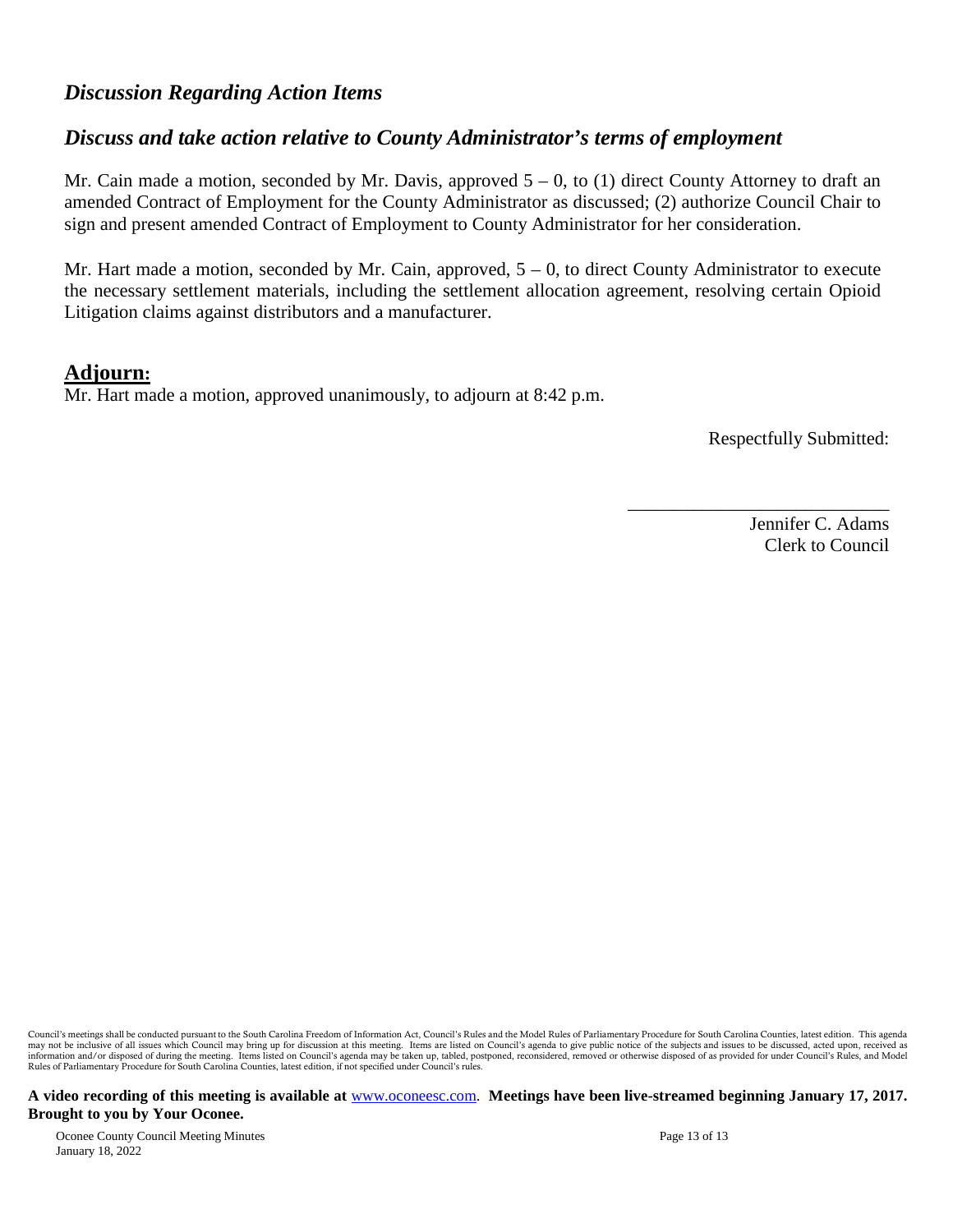### *Discussion Regarding Action Items*

### *Discuss and take action relative to County Administrator's terms of employment*

Mr. Cain made a motion, seconded by Mr. Davis, approved 5 – 0, to (1) direct County Attorney to draft an amended Contract of Employment for the County Administrator as discussed; (2) authorize Council Chair to sign and present amended Contract of Employment to County Administrator for her consideration.

Mr. Hart made a motion, seconded by Mr. Cain, approved, 5 – 0, to direct County Administrator to execute the necessary settlement materials, including the settlement allocation agreement, resolving certain Opioid Litigation claims against distributors and a manufacturer.

## **Adjourn:**

Mr. Hart made a motion, approved unanimously, to adjourn at 8:42 p.m.

Respectfully Submitted:

\_\_\_\_\_\_\_\_\_\_\_\_\_\_\_\_\_\_\_\_\_\_\_\_\_\_\_\_

Jennifer C. Adams
Clerk to Council

Council's meetings shall be conducted pursuant to the South Carolina Freedom of Information Act, Council's Rules and the Model Rules of Parliamentary Procedure for South Carolina Counties, latest edition. This agenda may not be inclusive of all issues which Council may bring up for discussion at this meeting. Items are listed on Council's agenda to give public notice of the subjects and issues to be discussed, acted upon, received as information and/or disposed of during the meeting. Items listed on Council's agenda may be taken up, tabled, postponed, reconsidered, removed or otherwise disposed of as provided for under Council's Rules, and Model Rules of Parliamentary Procedure for South Carolina Counties, latest edition, if not specified under Council's rules.

**A video recording of this meeting is available at** www.oconeesc.com. **Meetings have been live-streamed beginning January 17, 2017. Brought to you by Your Oconee.**